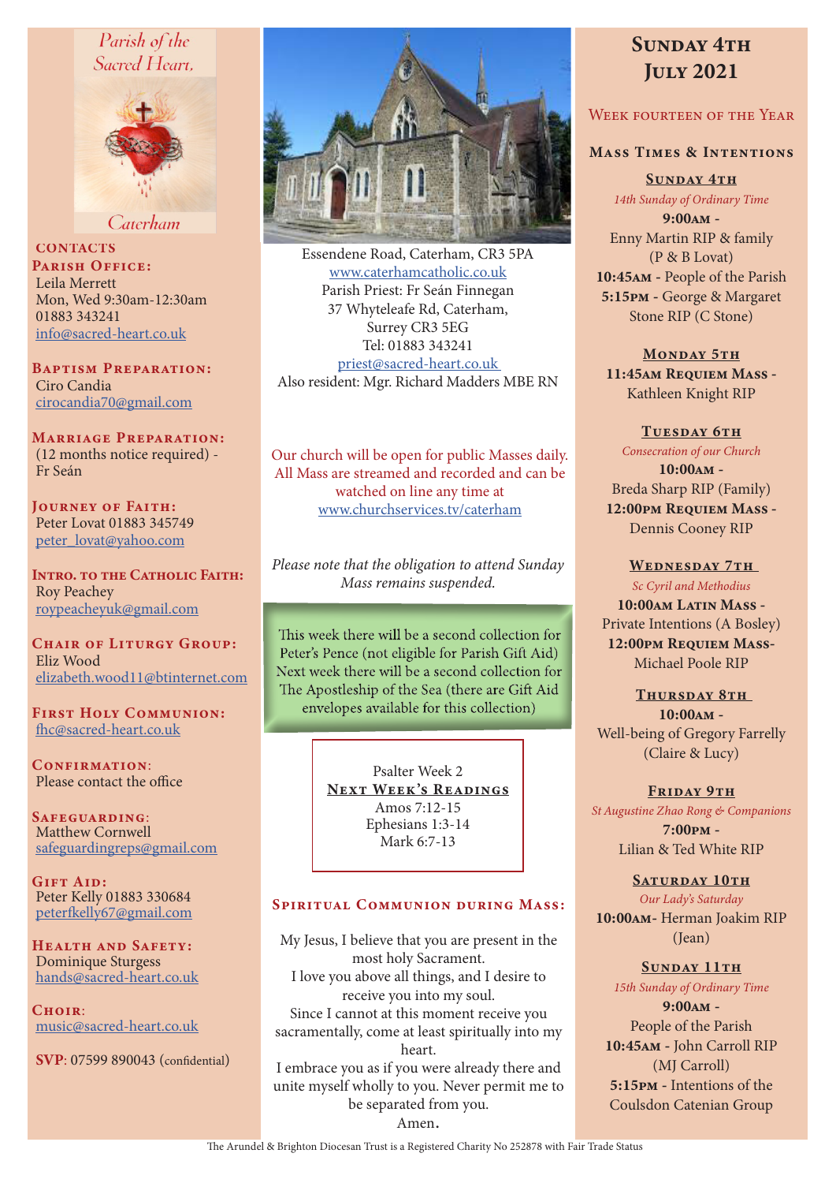Parish of the Sacred Heart, Caterham

## CONTACTS

**PARISH OFFICE:**
Leila Merrett
Mon, Wed 9:30am-12:30am
01883 343241
info@sacred-heart.co.uk

**BAPTISM PREPARATION:**
Ciro Candia
cirocandia70@gmail.com

**MARRIAGE PREPARATION:**
(12 months notice required) - Fr Seán

**JOURNEY OF FAITH:**
Peter Lovat 01883 345749
peter_lovat@yahoo.com

**INTRO. TO THE CATHOLIC FAITH:**
Roy Peachey
roypeacheyuk@gmail.com

**CHAIR OF LITURGY GROUP:**
Eliz Wood
elizabeth.wood11@btinternet.com

**FIRST HOLY COMMUNION:**
fhc@sacred-heart.co.uk

**CONFIRMATION:**
Please contact the office

**SAFEGUARDING:**
Matthew Cornwell
safeguardingreps@gmail.com

**GIFT AID:**
Peter Kelly 01883 330684
peterfkelly67@gmail.com

**HEALTH AND SAFETY:**
Dominique Sturgess
hands@sacred-heart.co.uk

**CHOIR:**
music@sacred-heart.co.uk

**SVP**: 07599 890043 (confidential)

Essendene Road, Caterham, CR3 5PA
www.caterhamcatholic.co.uk
Parish Priest: Fr Seán Finnegan
37 Whyteleafe Rd, Caterham,
Surrey CR3 5EG
Tel: 01883 343241
priest@sacred-heart.co.uk
Also resident: Mgr. Richard Madders MBE RN

Our church will be open for public Masses daily. All Mass are streamed and recorded and can be watched on line any time at www.churchservices.tv/caterham

*Please note that the obligation to attend Sunday Mass remains suspended.*

This week there will be a second collection for Peter's Pence (not eligible for Parish Gift Aid) Next week there will be a second collection for The Apostleship of the Sea (there are Gift Aid envelopes available for this collection)

Psalter Week 2

**NEXT WEEK'S READINGS**

Amos 7:12-15
Ephesians 1:3-14
Mark 6:7-13

## SPIRITUAL COMMUNION DURING MASS:

My Jesus, I believe that you are present in the most holy Sacrament.
I love you above all things, and I desire to receive you into my soul.
Since I cannot at this moment receive you sacramentally, come at least spiritually into my heart.
I embrace you as if you were already there and unite myself wholly to you. Never permit me to be separated from you.
Amen.

# SUNDAY 4TH JULY 2021

## WEEK FOURTEEN OF THE YEAR

## MASS TIMES & INTENTIONS

**SUNDAY 4TH**
*14th Sunday of Ordinary Time*
**9:00AM** -
Enny Martin RIP & family (P & B Lovat)
**10:45AM** - People of the Parish
**5:15PM** - George & Margaret Stone RIP (C Stone)

**MONDAY 5TH**
**11:45AM REQUIEM MASS** -
Kathleen Knight RIP

**TUESDAY 6TH**
*Consecration of our Church*
**10:00AM** -
Breda Sharp RIP (Family)
**12:00PM REQUIEM MASS** -
Dennis Cooney RIP

**WEDNESDAY 7TH**
*Sc Cyril and Methodius*
**10:00AM LATIN MASS** -
Private Intentions (A Bosley)
**12:00PM REQUIEM MASS**-
Michael Poole RIP

**THURSDAY 8TH**
**10:00AM** -
Well-being of Gregory Farrelly (Claire & Lucy)

**FRIDAY 9TH**
*St Augustine Zhao Rong & Companions*
**7:00PM** -
Lilian & Ted White RIP

**SATURDAY 10TH**
*Our Lady's Saturday*
**10:00AM**- Herman Joakim RIP (Jean)

**SUNDAY 11TH**
*15th Sunday of Ordinary Time*
**9:00AM** -
People of the Parish
**10:45AM** - John Carroll RIP (MJ Carroll)
**5:15PM** - Intentions of the Coulsdon Catenian Group

The Arundel & Brighton Diocesan Trust is a Registered Charity No 252878 with Fair Trade Status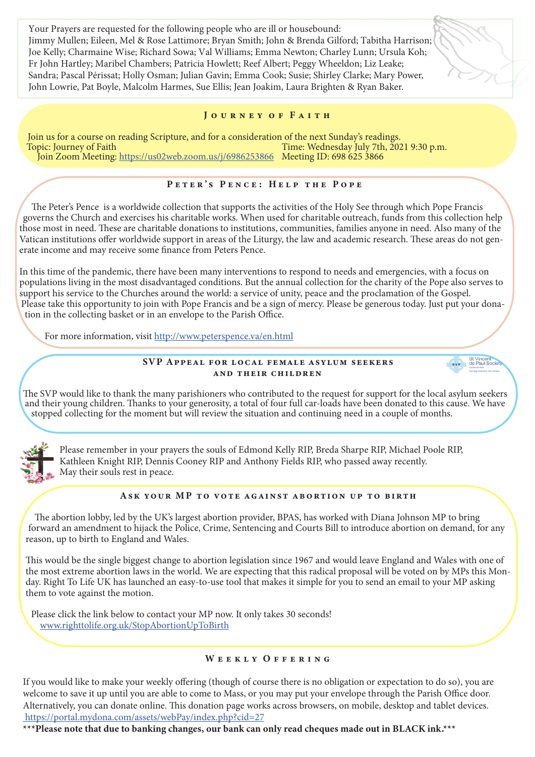Your Prayers are requested for the following people who are ill or housebound:
Jimmy Mullen; Eileen, Mel & Rose Lattimore; Bryan Smith; John & Brenda Gilford; Tabitha Harrison; Joe Kelly; Charmaine Wise; Richard Sowa; Val Williams; Emma Newton; Charley Lunn; Ursula Koh; Fr John Hartley; Maribel Chambers; Patricia Howlett; Reef Albert; Peggy Wheeldon; Liz Leake; Sandra; Pascal Périssat; Holly Osman; Julian Gavin; Emma Cook; Susie; Shirley Clarke; Mary Power, John Lowrie, Pat Boyle, Malcolm Harmes, Sue Ellis; Jean Joakim, Laura Brighten & Ryan Baker.

## Journey of Faith

Join us for a course on reading Scripture, and for a consideration of the next Sunday's readings.
Topic: Journey of Faith Time: Wednesday July 7th, 2021 9:30 p.m.
Join Zoom Meeting: https://us02web.zoom.us/j/6986253866 Meeting ID: 698 625 3866

## Peter's Pence: Help the Pope

The Peter's Pence is a worldwide collection that supports the activities of the Holy See through which Pope Francis governs the Church and exercises his charitable works. When used for charitable outreach, funds from this collection help those most in need. These are charitable donations to institutions, communities, families anyone in need. Also many of the Vatican institutions offer worldwide support in areas of the Liturgy, the law and academic research. These areas do not generate income and may receive some finance from Peters Pence.

In this time of the pandemic, there have been many interventions to respond to needs and emergencies, with a focus on populations living in the most disadvantaged conditions. But the annual collection for the charity of the Pope also serves to support his service to the Churches around the world: a service of unity, peace and the proclamation of the Gospel. Please take this opportunity to join with Pope Francis and be a sign of mercy. Please be generous today. Just put your donation in the collecting basket or in an envelope to the Parish Office.

For more information, visit http://www.peterspence.va/en.html

## SVP Appeal for local female asylum seekers and their children

The SVP would like to thank the many parishioners who contributed to the request for support for the local asylum seekers and their young children. Thanks to your generosity, a total of four full car-loads have been donated to this cause. We have stopped collecting for the moment but will review the situation and continuing need in a couple of months.

Please remember in your prayers the souls of Edmond Kelly RIP, Breda Sharpe RIP, Michael Poole RIP, Kathleen Knight RIP, Dennis Cooney RIP and Anthony Fields RIP, who passed away recently.
May their souls rest in peace.

## Ask your MP to vote against abortion up to birth

The abortion lobby, led by the UK's largest abortion provider, BPAS, has worked with Diana Johnson MP to bring forward an amendment to hijack the Police, Crime, Sentencing and Courts Bill to introduce abortion on demand, for any reason, up to birth to England and Wales.

This would be the single biggest change to abortion legislation since 1967 and would leave England and Wales with one of the most extreme abortion laws in the world. We are expecting that this radical proposal will be voted on by MPs this Monday. Right To Life UK has launched an easy-to-use tool that makes it simple for you to send an email to your MP asking them to vote against the motion.

Please click the link below to contact your MP now. It only takes 30 seconds!
www.righttolife.org.uk/StopAbortionUpToBirth

## Weekly Offering

If you would like to make your weekly offering (though of course there is no obligation or expectation to do so), you are welcome to save it up until you are able to come to Mass, or you may put your envelope through the Parish Office door. Alternatively, you can donate online. This donation page works across browsers, on mobile, desktop and tablet devices.
https://portal.mydona.com/assets/webPay/index.php?cid=27

**\*\*\*Please note that due to banking changes, our bank can only read cheques made out in BLACK ink.\*\*\***